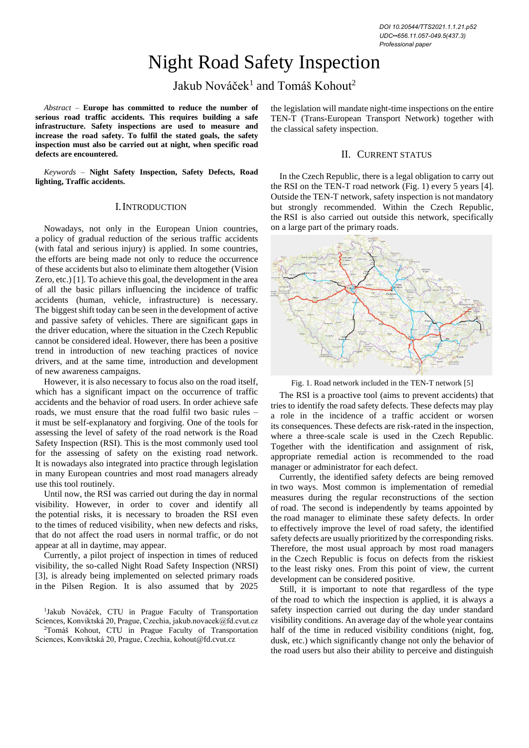DOI 10.20544/TTS2021.1.1.21.p52
UDC••656.11.057-049.5(437.3)
Professional paper

# Night Road Safety Inspection

Jakub Nováček[1] and Tomáš Kohout[2]

*Abstract* – **Europe has committed to reduce the number of serious road traffic accidents. This requires building a safe infrastructure. Safety inspections are used to measure and increase the road safety. To fulfil the stated goals, the safety inspection must also be carried out at night, when specific road defects are encountered.**

*Keywords* – **Night Safety Inspection, Safety Defects, Road lighting, Traffic accidents.**

## I. Introduction

Nowadays, not only in the European Union countries, a policy of gradual reduction of the serious traffic accidents (with fatal and serious injury) is applied. In some countries, the efforts are being made not only to reduce the occurrence of these accidents but also to eliminate them altogether (Vision Zero, etc.) [1]. To achieve this goal, the development in the area of all the basic pillars influencing the incidence of traffic accidents (human, vehicle, infrastructure) is necessary. The biggest shift today can be seen in the development of active and passive safety of vehicles. There are significant gaps in the driver education, where the situation in the Czech Republic cannot be considered ideal. However, there has been a positive trend in introduction of new teaching practices of novice drivers, and at the same time, introduction and development of new awareness campaigns.

However, it is also necessary to focus also on the road itself, which has a significant impact on the occurrence of traffic accidents and the behavior of road users. In order achieve safe roads, we must ensure that the road fulfil two basic rules – it must be self-explanatory and forgiving. One of the tools for assessing the level of safety of the road network is the Road Safety Inspection (RSI). This is the most commonly used tool for the assessing of safety on the existing road network. It is nowadays also integrated into practice through legislation in many European countries and most road managers already use this tool routinely.

Until now, the RSI was carried out during the day in normal visibility. However, in order to cover and identify all the potential risks, it is necessary to broaden the RSI even to the times of reduced visibility, when new defects and risks, that do not affect the road users in normal traffic, or do not appear at all in daytime, may appear.

Currently, a pilot project of inspection in times of reduced visibility, the so-called Night Road Safety Inspection (NRSI) [3], is already being implemented on selected primary roads in the Pilsen Region. It is also assumed that by 2025 the legislation will mandate night-time inspections on the entire TEN-T (Trans-European Transport Network) together with the classical safety inspection.

## II. Current Status

In the Czech Republic, there is a legal obligation to carry out the RSI on the TEN-T road network (Fig. 1) every 5 years [4]. Outside the TEN-T network, safety inspection is not mandatory but strongly recommended. Within the Czech Republic, the RSI is also carried out outside this network, specifically on a large part of the primary roads.

Fig. 1. Road network included in the TEN-T network [5]

The RSI is a proactive tool (aims to prevent accidents) that tries to identify the road safety defects. These defects may play a role in the incidence of a traffic accident or worsen its consequences. These defects are risk-rated in the inspection, where a three-scale scale is used in the Czech Republic. Together with the identification and assignment of risk, appropriate remedial action is recommended to the road manager or administrator for each defect.

Currently, the identified safety defects are being removed in two ways. Most common is implementation of remedial measures during the regular reconstructions of the section of road. The second is independently by teams appointed by the road manager to eliminate these safety defects. In order to effectively improve the level of road safety, the identified safety defects are usually prioritized by the corresponding risks. Therefore, the most usual approach by most road managers in the Czech Republic is focus on defects from the riskiest to the least risky ones. From this point of view, the current development can be considered positive.

Still, it is important to note that regardless of the type of the road to which the inspection is applied, it is always a safety inspection carried out during the day under standard visibility conditions. An average day of the whole year contains half of the time in reduced visibility conditions (night, fog, dusk, etc.) which significantly change not only the behavior of the road users but also their ability to perceive and distinguish

[1]Jakub Nováček, CTU in Prague Faculty of Transportation Sciences, Konviktská 20, Prague, Czechia, jakub.novacek@fd.cvut.cz

[2]Tomáš Kohout, CTU in Prague Faculty of Transportation Sciences, Konviktská 20, Prague, Czechia, kohout@fd.cvut.cz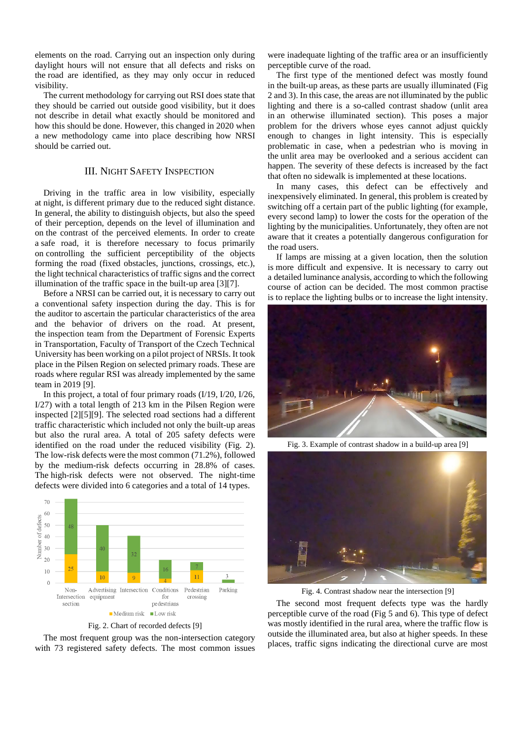elements on the road. Carrying out an inspection only during daylight hours will not ensure that all defects and risks on the road are identified, as they may only occur in reduced visibility.

The current methodology for carrying out RSI does state that they should be carried out outside good visibility, but it does not describe in detail what exactly should be monitored and how this should be done. However, this changed in 2020 when a new methodology came into place describing how NRSI should be carried out.

## III. Night Safety Inspection

Driving in the traffic area in low visibility, especially at night, is different primary due to the reduced sight distance. In general, the ability to distinguish objects, but also the speed of their perception, depends on the level of illumination and on the contrast of the perceived elements. In order to create a safe road, it is therefore necessary to focus primarily on controlling the sufficient perceptibility of the objects forming the road (fixed obstacles, junctions, crossings, etc.), the light technical characteristics of traffic signs and the correct illumination of the traffic space in the built-up area [3][7].

Before a NRSI can be carried out, it is necessary to carry out a conventional safety inspection during the day. This is for the auditor to ascertain the particular characteristics of the area and the behavior of drivers on the road. At present, the inspection team from the Department of Forensic Experts in Transportation, Faculty of Transport of the Czech Technical University has been working on a pilot project of NRSIs. It took place in the Pilsen Region on selected primary roads. These are roads where regular RSI was already implemented by the same team in 2019 [9].

In this project, a total of four primary roads (I/19, I/20, I/26, I/27) with a total length of 213 km in the Pilsen Region were inspected [2][5][9]. The selected road sections had a different traffic characteristic which included not only the built-up areas but also the rural area. A total of 205 safety defects were identified on the road under the reduced visibility (Fig. 2). The low-risk defects were the most common (71.2%), followed by the medium-risk defects occurring in 28.8% of cases. The high-risk defects were not observed. The night-time defects were divided into 6 categories and a total of 14 types.

| Category | Medium risk | Low risk |
|---|---|---|
| Non-Intersection section | 25 | 48 |
| Advertising equipment | 10 | 40 |
| Intersection | 9 | 32 |
| Conditions for pedestrians | 4 | 16 |
| Pedestrian crossing | 11 | 7 |
| Parking | | 3 |

Fig. 2. Chart of recorded defects [9]

The most frequent group was the non-intersection category with 73 registered safety defects. The most common issues were inadequate lighting of the traffic area or an insufficiently perceptible curve of the road.

The first type of the mentioned defect was mostly found in the built-up areas, as these parts are usually illuminated (Fig 2 and 3). In this case, the areas are not illuminated by the public lighting and there is a so-called contrast shadow (unlit area in an otherwise illuminated section). This poses a major problem for the drivers whose eyes cannot adjust quickly enough to changes in light intensity. This is especially problematic in case, when a pedestrian who is moving in the unlit area may be overlooked and a serious accident can happen. The severity of these defects is increased by the fact that often no sidewalk is implemented at these locations.

In many cases, this defect can be effectively and inexpensively eliminated. In general, this problem is created by switching off a certain part of the public lighting (for example, every second lamp) to lower the costs for the operation of the lighting by the municipalities. Unfortunately, they often are not aware that it creates a potentially dangerous configuration for the road users.

If lamps are missing at a given location, then the solution is more difficult and expensive. It is necessary to carry out a detailed luminance analysis, according to which the following course of action can be decided. The most common practise is to replace the lighting bulbs or to increase the light intensity.

Fig. 3. Example of contrast shadow in a build-up area [9]

Fig. 4. Contrast shadow near the intersection [9]

The second most frequent defects type was the hardly perceptible curve of the road (Fig 5 and 6). This type of defect was mostly identified in the rural area, where the traffic flow is outside the illuminated area, but also at higher speeds. In these places, traffic signs indicating the directional curve are most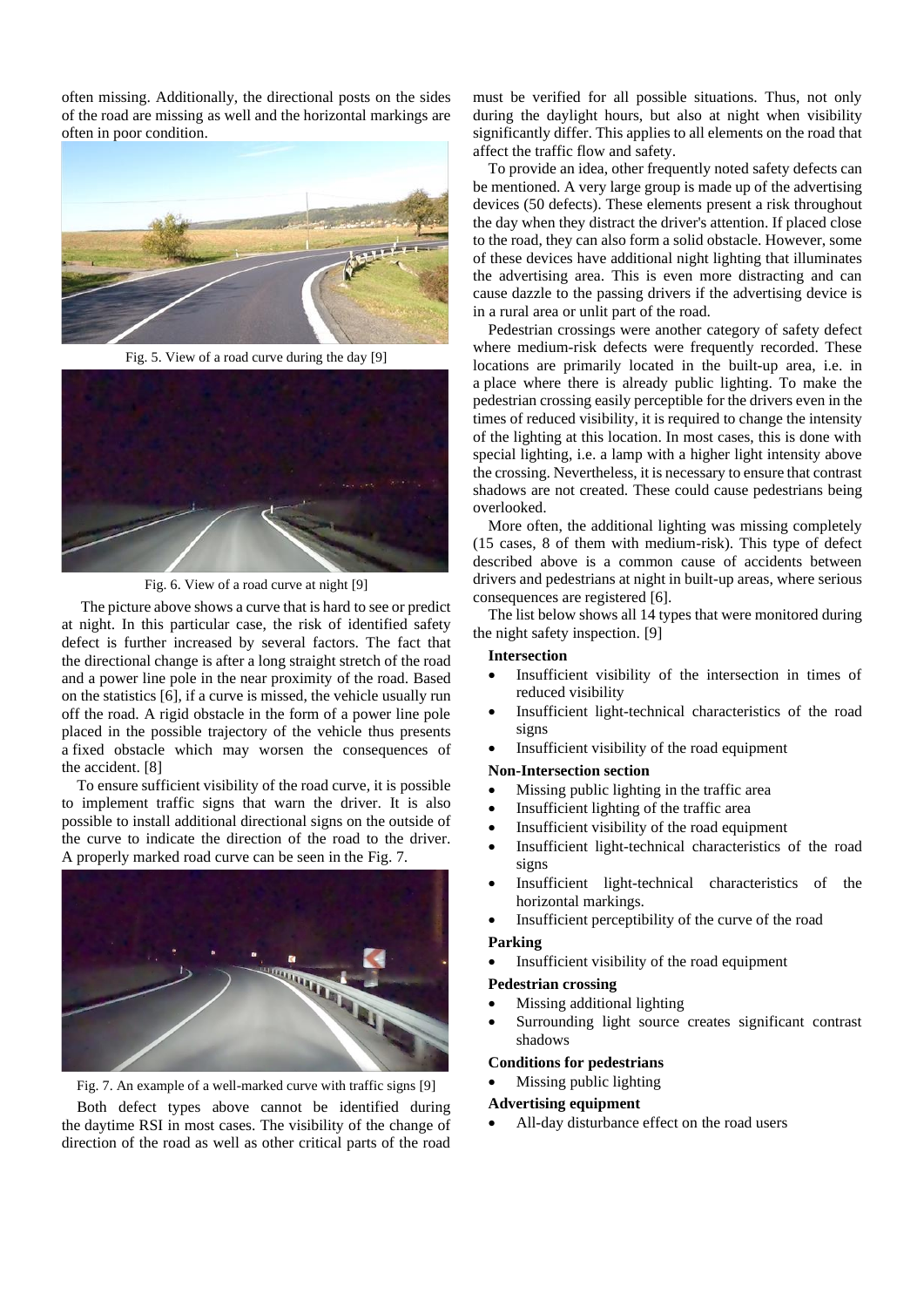often missing. Additionally, the directional posts on the sides of the road are missing as well and the horizontal markings are often in poor condition.

Fig. 5. View of a road curve during the day [9]

Fig. 6. View of a road curve at night [9]

The picture above shows a curve that is hard to see or predict at night. In this particular case, the risk of identified safety defect is further increased by several factors. The fact that the directional change is after a long straight stretch of the road and a power line pole in the near proximity of the road. Based on the statistics [6], if a curve is missed, the vehicle usually run off the road. A rigid obstacle in the form of a power line pole placed in the possible trajectory of the vehicle thus presents a fixed obstacle which may worsen the consequences of the accident. [8]

To ensure sufficient visibility of the road curve, it is possible to implement traffic signs that warn the driver. It is also possible to install additional directional signs on the outside of the curve to indicate the direction of the road to the driver. A properly marked road curve can be seen in the Fig. 7.

Fig. 7. An example of a well-marked curve with traffic signs [9]

Both defect types above cannot be identified during the daytime RSI in most cases. The visibility of the change of direction of the road as well as other critical parts of the road must be verified for all possible situations. Thus, not only during the daylight hours, but also at night when visibility significantly differ. This applies to all elements on the road that affect the traffic flow and safety.

To provide an idea, other frequently noted safety defects can be mentioned. A very large group is made up of the advertising devices (50 defects). These elements present a risk throughout the day when they distract the driver's attention. If placed close to the road, they can also form a solid obstacle. However, some of these devices have additional night lighting that illuminates the advertising area. This is even more distracting and can cause dazzle to the passing drivers if the advertising device is in a rural area or unlit part of the road.

Pedestrian crossings were another category of safety defect where medium-risk defects were frequently recorded. These locations are primarily located in the built-up area, i.e. in a place where there is already public lighting. To make the pedestrian crossing easily perceptible for the drivers even in the times of reduced visibility, it is required to change the intensity of the lighting at this location. In most cases, this is done with special lighting, i.e. a lamp with a higher light intensity above the crossing. Nevertheless, it is necessary to ensure that contrast shadows are not created. These could cause pedestrians being overlooked.

More often, the additional lighting was missing completely (15 cases, 8 of them with medium-risk). This type of defect described above is a common cause of accidents between drivers and pedestrians at night in built-up areas, where serious consequences are registered [6].

The list below shows all 14 types that were monitored during the night safety inspection. [9]

**Intersection**

- Insufficient visibility of the intersection in times of reduced visibility
- Insufficient light-technical characteristics of the road signs
- Insufficient visibility of the road equipment

**Non-Intersection section**

- Missing public lighting in the traffic area
- Insufficient lighting of the traffic area
- Insufficient visibility of the road equipment
- Insufficient light-technical characteristics of the road signs
- Insufficient light-technical characteristics of the horizontal markings.
- Insufficient perceptibility of the curve of the road

**Parking**

- Insufficient visibility of the road equipment

**Pedestrian crossing**

- Missing additional lighting
- Surrounding light source creates significant contrast shadows

**Conditions for pedestrians**

- Missing public lighting

**Advertising equipment**

- All-day disturbance effect on the road users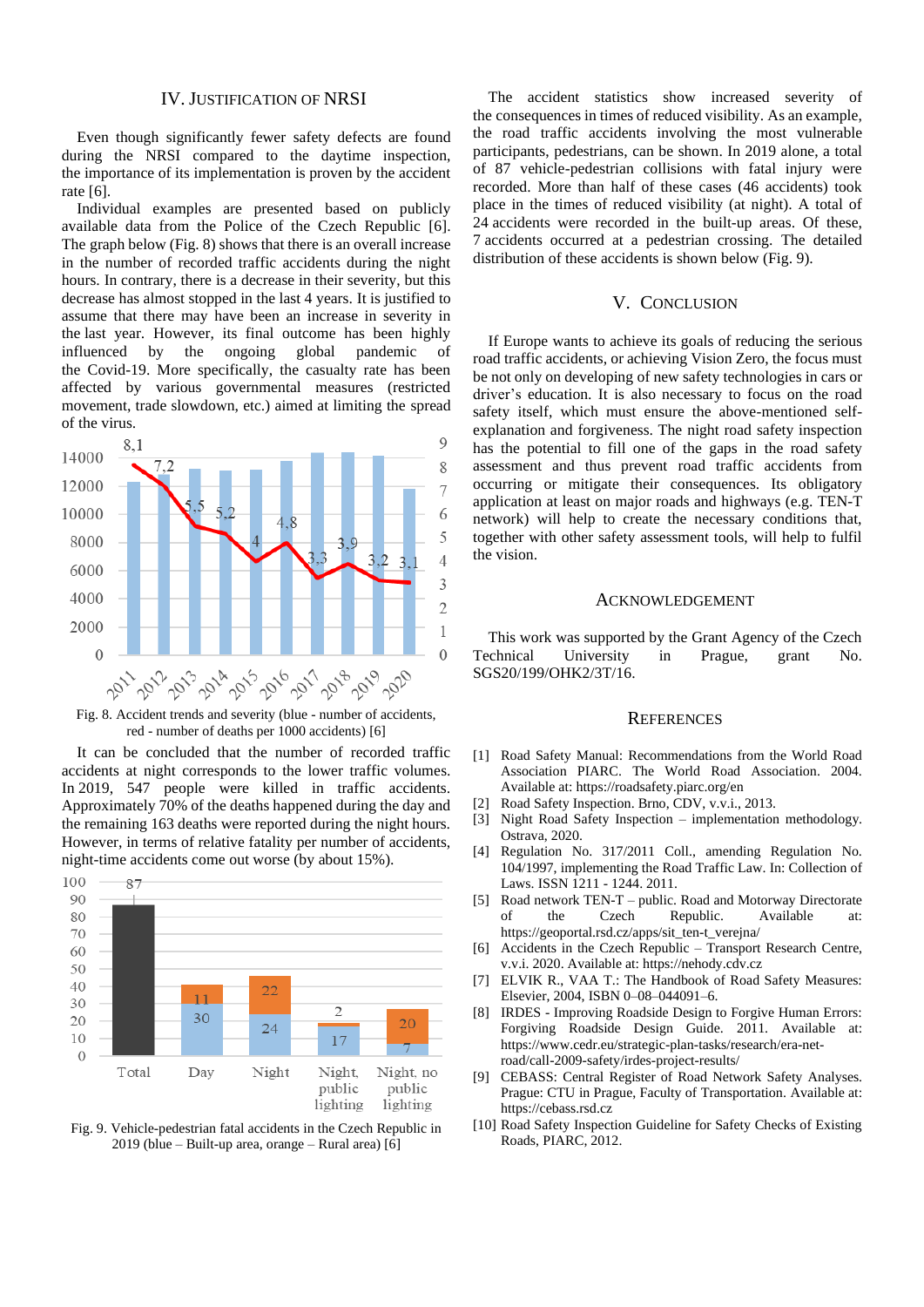## IV. Justification of NRSI

Even though significantly fewer safety defects are found during the NRSI compared to the daytime inspection, the importance of its implementation is proven by the accident rate [6].

Individual examples are presented based on publicly available data from the Police of the Czech Republic [6]. The graph below (Fig. 8) shows that there is an overall increase in the number of recorded traffic accidents during the night hours. In contrary, there is a decrease in their severity, but this decrease has almost stopped in the last 4 years. It is justified to assume that there may have been an increase in severity in the last year. However, its final outcome has been highly influenced by the ongoing global pandemic of the Covid-19. More specifically, the casualty rate has been affected by various governmental measures (restricted movement, trade slowdown, etc.) aimed at limiting the spread of the virus.

14000
12000
10000
8000
6000
4000
2000
0

9
8
7
6
5
4
3
2
1
0

8,1 7,2 5,5 5,2 4 4,8 3,3 3,9 3,2 3,1

2011 2012 2013 2014 2015 2016 2017 2018 2019 2020

Fig. 8. Accident trends and severity (blue - number of accidents, red - number of deaths per 1000 accidents) [6]

It can be concluded that the number of recorded traffic accidents at night corresponds to the lower traffic volumes. In 2019, 547 people were killed in traffic accidents. Approximately 70% of the deaths happened during the day and the remaining 163 deaths were reported during the night hours. However, in terms of relative fatality per number of accidents, night-time accidents come out worse (by about 15%).

100
90
80
70
60
50
40
30
20
10
0

87
11
30
22
24
2
17
20
7

Total
Day
Night
Night, public lighting
Night, no public lighting

Fig. 9. Vehicle-pedestrian fatal accidents in the Czech Republic in 2019 (blue – Built-up area, orange – Rural area) [6]

The accident statistics show increased severity of the consequences in times of reduced visibility. As an example, the road traffic accidents involving the most vulnerable participants, pedestrians, can be shown. In 2019 alone, a total of 87 vehicle-pedestrian collisions with fatal injury were recorded. More than half of these cases (46 accidents) took place in the times of reduced visibility (at night). A total of 24 accidents were recorded in the built-up areas. Of these, 7 accidents occurred at a pedestrian crossing. The detailed distribution of these accidents is shown below (Fig. 9).

## V. Conclusion

If Europe wants to achieve its goals of reducing the serious road traffic accidents, or achieving Vision Zero, the focus must be not only on developing of new safety technologies in cars or driver's education. It is also necessary to focus on the road safety itself, which must ensure the above-mentioned self-explanation and forgiveness. The night road safety inspection has the potential to fill one of the gaps in the road safety assessment and thus prevent road traffic accidents from occurring or mitigate their consequences. Its obligatory application at least on major roads and highways (e.g. TEN-T network) will help to create the necessary conditions that, together with other safety assessment tools, will help to fulfil the vision.

## Acknowledgement

This work was supported by the Grant Agency of the Czech Technical University in Prague, grant No. SGS20/199/OHK2/3T/16.

## References

[1] Road Safety Manual: Recommendations from the World Road Association PIARC. The World Road Association. 2004. Available at: https://roadsafety.piarc.org/en

[2] Road Safety Inspection. Brno, CDV, v.v.i., 2013.

[3] Night Road Safety Inspection – implementation methodology. Ostrava, 2020.

[4] Regulation No. 317/2011 Coll., amending Regulation No. 104/1997, implementing the Road Traffic Law. In: Collection of Laws. ISSN 1211 - 1244. 2011.

[5] Road network TEN-T – public. Road and Motorway Directorate of the Czech Republic. Available at: https://geoportal.rsd.cz/apps/sit_ten-t_verejna/

[6] Accidents in the Czech Republic – Transport Research Centre, v.v.i. 2020. Available at: https://nehody.cdv.cz

[7] ELVIK R., VAA T.: The Handbook of Road Safety Measures: Elsevier, 2004, ISBN 0–08–044091–6.

[8] IRDES - Improving Roadside Design to Forgive Human Errors: Forgiving Roadside Design Guide. 2011. Available at: https://www.cedr.eu/strategic-plan-tasks/research/era-net-road/call-2009-safety/irdes-project-results/

[9] CEBASS: Central Register of Road Network Safety Analyses. Prague: CTU in Prague, Faculty of Transportation. Available at: https://cebass.rsd.cz

[10] Road Safety Inspection Guideline for Safety Checks of Existing Roads, PIARC, 2012.